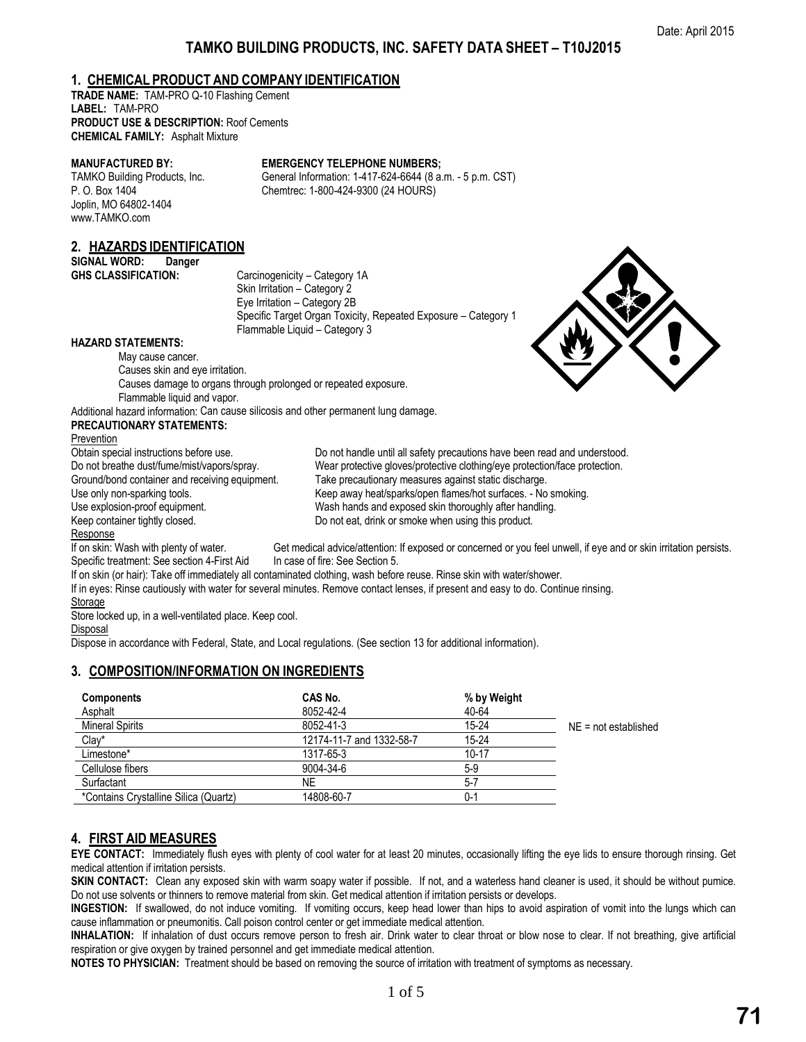Date: April 2015

# TAMKO BUILDING PRODUCTS, INC. SAFETY DATA SHEET – T10J2015

## 1. CHEMICAL PRODUCT AND COMPANY IDENTIFICATION

**TRADE NAME:** TAM-PRO Q-10 Flashing Cement
**LABEL:** TAM-PRO
**PRODUCT USE & DESCRIPTION:** Roof Cements
**CHEMICAL FAMILY:** Asphalt Mixture

**MANUFACTURED BY:**
TAMKO Building Products, Inc.
P. O. Box 1404
Joplin, MO 64802-1404
www.TAMKO.com

**EMERGENCY TELEPHONE NUMBERS;**
General Information: 1-417-624-6644 (8 a.m. - 5 p.m. CST)
Chemtrec: 1-800-424-9300 (24 HOURS)

## 2. HAZARDS IDENTIFICATION

**SIGNAL WORD: Danger**

**GHS CLASSIFICATION:**
Carcinogenicity – Category 1A
Skin Irritation – Category 2
Eye Irritation – Category 2B
Specific Target Organ Toxicity, Repeated Exposure – Category 1
Flammable Liquid – Category 3

**HAZARD STATEMENTS:**

May cause cancer.
Causes skin and eye irritation.
Causes damage to organs through prolonged or repeated exposure.
Flammable liquid and vapor.

Additional hazard information: Can cause silicosis and other permanent lung damage.

**PRECAUTIONARY STATEMENTS:**

Prevention

Obtain special instructions before use.
Do not handle until all safety precautions have been read and understood.
Do not breathe dust/fume/mist/vapors/spray.
Wear protective gloves/protective clothing/eye protection/face protection.
Ground/bond container and receiving equipment.
Take precautionary measures against static discharge.
Use only non-sparking tools.
Keep away heat/sparks/open flames/hot surfaces. - No smoking.
Use explosion-proof equipment.
Wash hands and exposed skin thoroughly after handling.
Keep container tightly closed.
Do not eat, drink or smoke when using this product.

Response

If on skin: Wash with plenty of water.
Get medical advice/attention: If exposed or concerned or you feel unwell, if eye and or skin irritation persists.
Specific treatment: See section 4-First Aid
In case of fire: See Section 5.
If on skin (or hair): Take off immediately all contaminated clothing, wash before reuse. Rinse skin with water/shower.
If in eyes: Rinse cautiously with water for several minutes. Remove contact lenses, if present and easy to do. Continue rinsing.

Storage

Store locked up, in a well-ventilated place. Keep cool.

Disposal

Dispose in accordance with Federal, State, and Local regulations. (See section 13 for additional information).

## 3. COMPOSITION/INFORMATION ON INGREDIENTS

| Components | CAS No. | % by Weight |
|---|---|---|
| Asphalt | 8052-42-4 | 40-64 |
| Mineral Spirits | 8052-41-3 | 15-24 |
| Clay* | 12174-11-7 and 1332-58-7 | 15-24 |
| Limestone* | 1317-65-3 | 10-17 |
| Cellulose fibers | 9004-34-6 | 5-9 |
| Surfactant | NE | 5-7 |
| *Contains Crystalline Silica (Quartz) | 14808-60-7 | 0-1 |

NE = not established

## 4. FIRST AID MEASURES

**EYE CONTACT:** Immediately flush eyes with plenty of cool water for at least 20 minutes, occasionally lifting the eye lids to ensure thorough rinsing. Get medical attention if irritation persists.

**SKIN CONTACT:** Clean any exposed skin with warm soapy water if possible. If not, and a waterless hand cleaner is used, it should be without pumice. Do not use solvents or thinners to remove material from skin. Get medical attention if irritation persists or develops.

**INGESTION:** If swallowed, do not induce vomiting. If vomiting occurs, keep head lower than hips to avoid aspiration of vomit into the lungs which can cause inflammation or pneumonitis. Call poison control center or get immediate medical attention.

**INHALATION:** If inhalation of dust occurs remove person to fresh air. Drink water to clear throat or blow nose to clear. If not breathing, give artificial respiration or give oxygen by trained personnel and get immediate medical attention.

**NOTES TO PHYSICIAN:** Treatment should be based on removing the source of irritation with treatment of symptoms as necessary.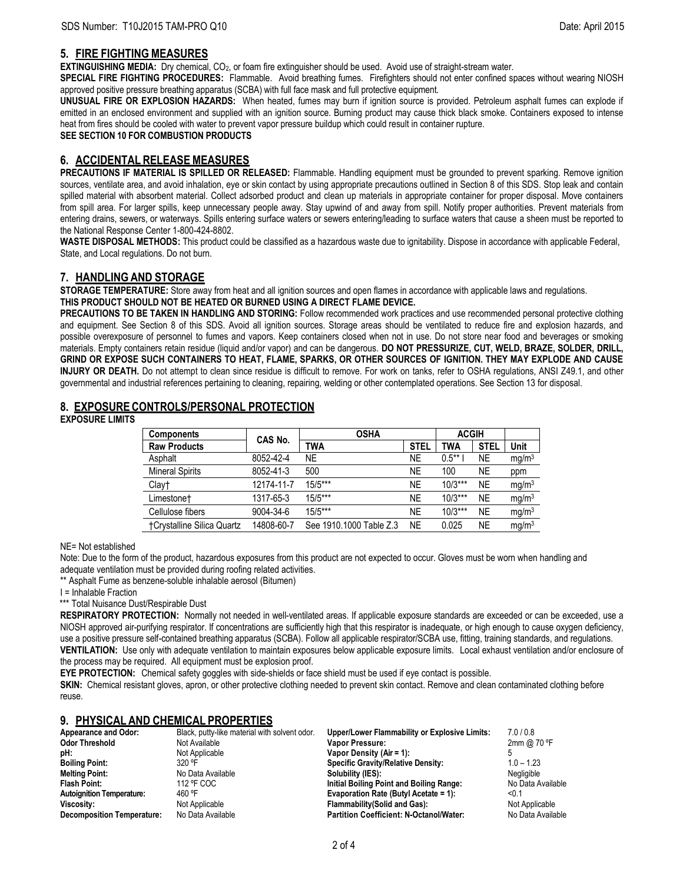## 5. FIRE FIGHTING MEASURES

**EXTINGUISHING MEDIA:** Dry chemical, $CO_2$, or foam fire extinguisher should be used. Avoid use of straight-stream water.

**SPECIAL FIRE FIGHTING PROCEDURES:** Flammable. Avoid breathing fumes. Firefighters should not enter confined spaces without wearing NIOSH approved positive pressure breathing apparatus (SCBA) with full face mask and full protective equipment.

**UNUSUAL FIRE OR EXPLOSION HAZARDS:** When heated, fumes may burn if ignition source is provided. Petroleum asphalt fumes can explode if emitted in an enclosed environment and supplied with an ignition source. Burning product may cause thick black smoke. Containers exposed to intense heat from fires should be cooled with water to prevent vapor pressure buildup which could result in container rupture.

**SEE SECTION 10 FOR COMBUSTION PRODUCTS**

## 6. ACCIDENTAL RELEASE MEASURES

**PRECAUTIONS IF MATERIAL IS SPILLED OR RELEASED:** Flammable. Handling equipment must be grounded to prevent sparking. Remove ignition sources, ventilate area, and avoid inhalation, eye or skin contact by using appropriate precautions outlined in Section 8 of this SDS. Stop leak and contain spilled material with absorbent material. Collect adsorbed product and clean up materials in appropriate container for proper disposal. Move containers from spill area. For larger spills, keep unnecessary people away. Stay upwind of and away from spill. Notify proper authorities. Prevent materials from entering drains, sewers, or waterways. Spills entering surface waters or sewers entering/leading to surface waters that cause a sheen must be reported to the National Response Center 1-800-424-8802.

**WASTE DISPOSAL METHODS:** This product could be classified as a hazardous waste due to ignitability. Dispose in accordance with applicable Federal, State, and Local regulations. Do not burn.

## 7. HANDLING AND STORAGE

**STORAGE TEMPERATURE:** Store away from heat and all ignition sources and open flames in accordance with applicable laws and regulations.

**THIS PRODUCT SHOULD NOT BE HEATED OR BURNED USING A DIRECT FLAME DEVICE.**

**PRECAUTIONS TO BE TAKEN IN HANDLING AND STORING:** Follow recommended work practices and use recommended personal protective clothing and equipment. See Section 8 of this SDS. Avoid all ignition sources. Storage areas should be ventilated to reduce fire and explosion hazards, and possible overexposure of personnel to fumes and vapors. Keep containers closed when not in use. Do not store near food and beverages or smoking materials. Empty containers retain residue (liquid and/or vapor) and can be dangerous. **DO NOT PRESSURIZE, CUT, WELD, BRAZE, SOLDER, DRILL, GRIND OR EXPOSE SUCH CONTAINERS TO HEAT, FLAME, SPARKS, OR OTHER SOURCES OF IGNITION. THEY MAY EXPLODE AND CAUSE INJURY OR DEATH.** Do not attempt to clean since residue is difficult to remove. For work on tanks, refer to OSHA regulations, ANSI Z49.1, and other governmental and industrial references pertaining to cleaning, repairing, welding or other contemplated operations. See Section 13 for disposal.

## 8. EXPOSURE CONTROLS/PERSONAL PROTECTION

**EXPOSURE LIMITS**

| Components | CAS No. | OSHA | | ACGIH | | |
|---|---|---|---|---|---|---|
| Raw Products | | TWA | STEL | TWA | STEL | Unit |
| Asphalt | 8052-42-4 | NE | NE | 0.5** I | NE | mg/m³ |
| Mineral Spirits | 8052-41-3 | 500 | NE | 100 | NE | ppm |
| Clay† | 12174-11-7 | 15/5*** | NE | 10/3*** | NE | mg/m³ |
| Limestone† | 1317-65-3 | 15/5*** | NE | 10/3*** | NE | mg/m³ |
| Cellulose fibers | 9004-34-6 | 15/5*** | NE | 10/3*** | NE | mg/m³ |
| †Crystalline Silica Quartz | 14808-60-7 | See 1910.1000 Table Z.3 | NE | 0.025 | NE | mg/m³ |

NE= Not established

Note: Due to the form of the product, hazardous exposures from this product are not expected to occur. Gloves must be worn when handling and adequate ventilation must be provided during roofing related activities.

** Asphalt Fume as benzene-soluble inhalable aerosol (Bitumen)

I = Inhalable Fraction

*** Total Nuisance Dust/Respirable Dust

**RESPIRATORY PROTECTION:** Normally not needed in well-ventilated areas. If applicable exposure standards are exceeded or can be exceeded, use a NIOSH approved air-purifying respirator. If concentrations are sufficiently high that this respirator is inadequate, or high enough to cause oxygen deficiency, use a positive pressure self-contained breathing apparatus (SCBA). Follow all applicable respirator/SCBA use, fitting, training standards, and regulations.

**VENTILATION:** Use only with adequate ventilation to maintain exposures below applicable exposure limits. Local exhaust ventilation and/or enclosure of the process may be required. All equipment must be explosion proof.

**EYE PROTECTION:** Chemical safety goggles with side-shields or face shield must be used if eye contact is possible.

**SKIN:** Chemical resistant gloves, apron, or other protective clothing needed to prevent skin contact. Remove and clean contaminated clothing before reuse.

## 9. PHYSICAL AND CHEMICAL PROPERTIES

| Property | Value |
|---|---|
| **Appearance and Odor:** | Black, putty-like material with solvent odor. |
| **Odor Threshold** | Not Available |
| **pH:** | Not Applicable |
| **Boiling Point:** | 320 ºF |
| **Melting Point:** | No Data Available |
| **Flash Point:** | 112 ºF COC |
| **Autoignition Temperature:** | 460 ºF |
| **Viscosity:** | Not Applicable |
| **Decomposition Temperature:** | No Data Available |
| **Upper/Lower Flammability or Explosive Limits:** | 7.0 / 0.8 |
| **Vapor Pressure:** | 2mm @ 70 ºF |
| **Vapor Density (Air = 1):** | 5 |
| **Specific Gravity/Relative Density:** | 1.0 – 1.23 |
| **Solubility (IES):** | Negligible |
| **Initial Boiling Point and Boiling Range:** | No Data Available |
| **Evaporation Rate (Butyl Acetate = 1):** | <0.1 |
| **Flammability(Solid and Gas):** | Not Applicable |
| **Partition Coefficient: N-Octanol/Water:** | No Data Available |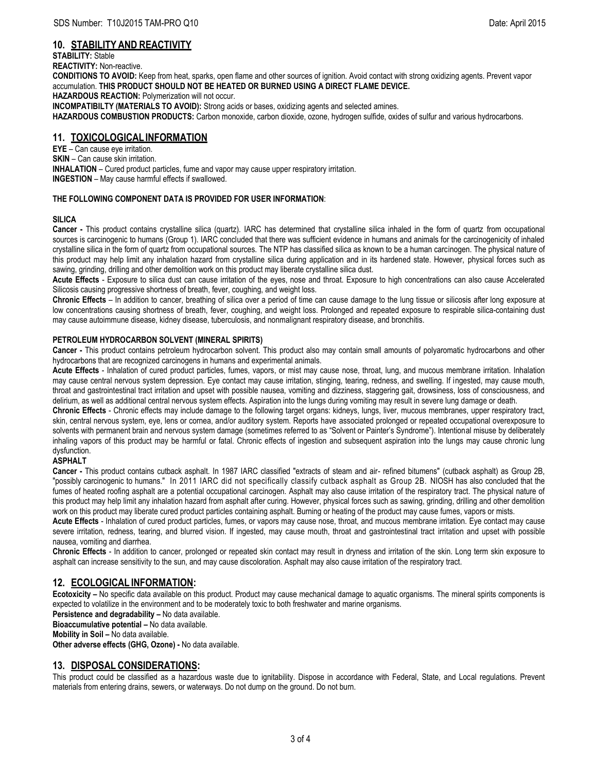## 10. STABILITY AND REACTIVITY

**STABILITY:** Stable

**REACTIVITY:** Non-reactive.

**CONDITIONS TO AVOID:** Keep from heat, sparks, open flame and other sources of ignition. Avoid contact with strong oxidizing agents. Prevent vapor accumulation. **THIS PRODUCT SHOULD NOT BE HEATED OR BURNED USING A DIRECT FLAME DEVICE.**

**HAZARDOUS REACTION:** Polymerization will not occur.

**INCOMPATIBILTY (MATERIALS TO AVOID):** Strong acids or bases, oxidizing agents and selected amines.

**HAZARDOUS COMBUSTION PRODUCTS:** Carbon monoxide, carbon dioxide, ozone, hydrogen sulfide, oxides of sulfur and various hydrocarbons.

## 11. TOXICOLOGICAL INFORMATION

**EYE** – Can cause eye irritation.

**SKIN** – Can cause skin irritation.

**INHALATION** – Cured product particles, fume and vapor may cause upper respiratory irritation.

**INGESTION** – May cause harmful effects if swallowed.

**THE FOLLOWING COMPONENT DATA IS PROVIDED FOR USER INFORMATION**:

**SILICA**

**Cancer -** This product contains crystalline silica (quartz). IARC has determined that crystalline silica inhaled in the form of quartz from occupational sources is carcinogenic to humans (Group 1). IARC concluded that there was sufficient evidence in humans and animals for the carcinogenicity of inhaled crystalline silica in the form of quartz from occupational sources. The NTP has classified silica as known to be a human carcinogen. The physical nature of this product may help limit any inhalation hazard from crystalline silica during application and in its hardened state. However, physical forces such as sawing, grinding, drilling and other demolition work on this product may liberate crystalline silica dust.

**Acute Effects** - Exposure to silica dust can cause irritation of the eyes, nose and throat. Exposure to high concentrations can also cause Accelerated Silicosis causing progressive shortness of breath, fever, coughing, and weight loss.

**Chronic Effects** – In addition to cancer, breathing of silica over a period of time can cause damage to the lung tissue or silicosis after long exposure at low concentrations causing shortness of breath, fever, coughing, and weight loss. Prolonged and repeated exposure to respirable silica-containing dust may cause autoimmune disease, kidney disease, tuberculosis, and nonmalignant respiratory disease, and bronchitis.

**PETROLEUM HYDROCARBON SOLVENT (MINERAL SPIRITS)**

**Cancer -** This product contains petroleum hydrocarbon solvent. This product also may contain small amounts of polyaromatic hydrocarbons and other hydrocarbons that are recognized carcinogens in humans and experimental animals.

**Acute Effects** - Inhalation of cured product particles, fumes, vapors, or mist may cause nose, throat, lung, and mucous membrane irritation. Inhalation may cause central nervous system depression. Eye contact may cause irritation, stinging, tearing, redness, and swelling. If ingested, may cause mouth, throat and gastrointestinal tract irritation and upset with possible nausea, vomiting and dizziness, staggering gait, drowsiness, loss of consciousness, and delirium, as well as additional central nervous system effects. Aspiration into the lungs during vomiting may result in severe lung damage or death.

**Chronic Effects** - Chronic effects may include damage to the following target organs: kidneys, lungs, liver, mucous membranes, upper respiratory tract, skin, central nervous system, eye, lens or cornea, and/or auditory system. Reports have associated prolonged or repeated occupational overexposure to solvents with permanent brain and nervous system damage (sometimes referred to as "Solvent or Painter's Syndrome"). Intentional misuse by deliberately inhaling vapors of this product may be harmful or fatal. Chronic effects of ingestion and subsequent aspiration into the lungs may cause chronic lung dysfunction.

**ASPHALT**

**Cancer -** This product contains cutback asphalt. In 1987 IARC classified "extracts of steam and air- refined bitumens" (cutback asphalt) as Group 2B, "possibly carcinogenic to humans." In 2011 IARC did not specifically classify cutback asphalt as Group 2B. NIOSH has also concluded that the fumes of heated roofing asphalt are a potential occupational carcinogen. Asphalt may also cause irritation of the respiratory tract. The physical nature of this product may help limit any inhalation hazard from asphalt after curing. However, physical forces such as sawing, grinding, drilling and other demolition work on this product may liberate cured product particles containing asphalt. Burning or heating of the product may cause fumes, vapors or mists.

**Acute Effects** - Inhalation of cured product particles, fumes, or vapors may cause nose, throat, and mucous membrane irritation. Eye contact may cause severe irritation, redness, tearing, and blurred vision. If ingested, may cause mouth, throat and gastrointestinal tract irritation and upset with possible nausea, vomiting and diarrhea.

**Chronic Effects** - In addition to cancer, prolonged or repeated skin contact may result in dryness and irritation of the skin. Long term skin exposure to asphalt can increase sensitivity to the sun, and may cause discoloration. Asphalt may also cause irritation of the respiratory tract.

## 12. ECOLOGICAL INFORMATION:

**Ecotoxicity –** No specific data available on this product. Product may cause mechanical damage to aquatic organisms. The mineral spirits components is expected to volatilize in the environment and to be moderately toxic to both freshwater and marine organisms.

**Persistence and degradability –** No data available.

**Bioaccumulative potential –** No data available.

**Mobility in Soil –** No data available.

**Other adverse effects (GHG, Ozone) -** No data available.

## 13. DISPOSAL CONSIDERATIONS:

This product could be classified as a hazardous waste due to ignitability. Dispose in accordance with Federal, State, and Local regulations. Prevent materials from entering drains, sewers, or waterways. Do not dump on the ground. Do not burn.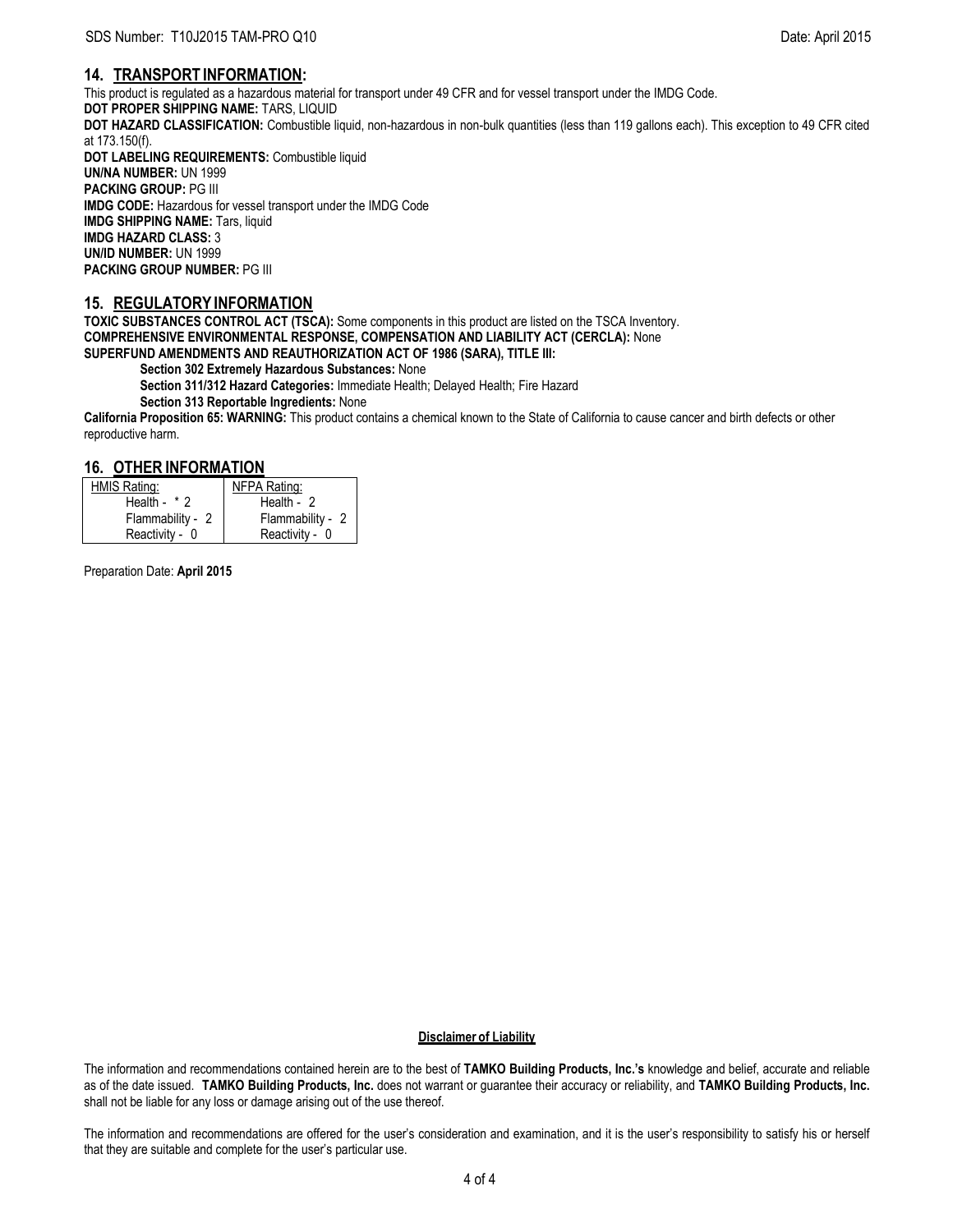## 14. TRANSPORT INFORMATION:

This product is regulated as a hazardous material for transport under 49 CFR and for vessel transport under the IMDG Code.

**DOT PROPER SHIPPING NAME:** TARS, LIQUID

**DOT HAZARD CLASSIFICATION:** Combustible liquid, non-hazardous in non-bulk quantities (less than 119 gallons each). This exception to 49 CFR cited at 173.150(f).

**DOT LABELING REQUIREMENTS:** Combustible liquid

**UN/NA NUMBER:** UN 1999

**PACKING GROUP:** PG III

**IMDG CODE:** Hazardous for vessel transport under the IMDG Code

**IMDG SHIPPING NAME:** Tars, liquid

**IMDG HAZARD CLASS:** 3

**UN/ID NUMBER:** UN 1999

**PACKING GROUP NUMBER:** PG III

## 15. REGULATORY INFORMATION

**TOXIC SUBSTANCES CONTROL ACT (TSCA):** Some components in this product are listed on the TSCA Inventory.

**COMPREHENSIVE ENVIRONMENTAL RESPONSE, COMPENSATION AND LIABILITY ACT (CERCLA):** None

**SUPERFUND AMENDMENTS AND REAUTHORIZATION ACT OF 1986 (SARA), TITLE III:**

- **Section 302 Extremely Hazardous Substances:** None
- **Section 311/312 Hazard Categories:** Immediate Health; Delayed Health; Fire Hazard
- **Section 313 Reportable Ingredients:** None

**California Proposition 65: WARNING:** This product contains a chemical known to the State of California to cause cancer and birth defects or other reproductive harm.

## 16. OTHER INFORMATION

| HMIS Rating: | NFPA Rating: |
|---|---|
| Health - * 2 | Health - 2 |
| Flammability - 2 | Flammability - 2 |
| Reactivity - 0 | Reactivity - 0 |

Preparation Date: **April 2015**

**Disclaimer of Liability**

The information and recommendations contained herein are to the best of **TAMKO Building Products, Inc.'s** knowledge and belief, accurate and reliable as of the date issued. **TAMKO Building Products, Inc.** does not warrant or guarantee their accuracy or reliability, and **TAMKO Building Products, Inc.** shall not be liable for any loss or damage arising out of the use thereof.

The information and recommendations are offered for the user's consideration and examination, and it is the user's responsibility to satisfy his or herself that they are suitable and complete for the user's particular use.